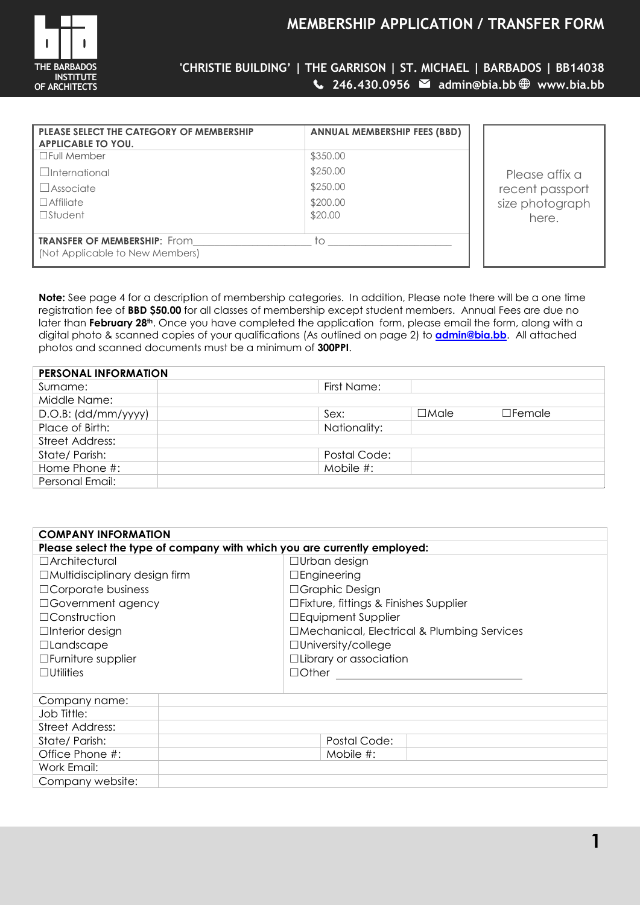# MEMBERSHIP APPLICATION / TRANSFER FORM

THE BARBADOS INSTITUTE OF ARCHITECTS

'CHRISTIE BUILDING' | THE GARRISON | ST. MICHAEL | BARBADOS | BB14038

246.430.0956 admin@bia.bb www.bia.bb

| PLEASE SELECT THE CATEGORY OF MEMBERSHIP APPLICABLE TO YOU. | ANNUAL MEMBERSHIP FEES (BBD) |
|---|---|
| ☐Full Member | $350.00 |
| ☐International | $250.00 |
| ☐Associate | $250.00 |
| ☐Affiliate | $200.00 |
| ☐Student | $20.00 |
| **TRANSFER OF MEMBERSHIP**: From\_\_\_\_\_\_\_\_\_\_\_\_\_\_\_\_\_\_\_\_ to \_\_\_\_\_\_\_\_\_\_\_\_\_\_\_\_\_\_\_\_ (Not Applicable to New Members) | |

Please affix a recent passport size photograph here.

**Note:** See page 4 for a description of membership categories. In addition, Please note there will be a one time registration fee of **BBD $50.00** for all classes of membership except student members. Annual Fees are due no later than **February 28th**. Once you have completed the application form, please email the form, along with a digital photo & scanned copies of your qualifications (As outlined on page 2) to **admin@bia.bb**. All attached photos and scanned documents must be a minimum of **300PPI**.

| PERSONAL INFORMATION | | | | |
|---|---|---|---|---|
| Surname: | | First Name: | | |
| Middle Name: | | | | |
| D.O.B: (dd/mm/yyyy) | | Sex: | ☐Male | ☐Female |
| Place of Birth: | | Nationality: | | |
| Street Address: | | | | |
| State/ Parish: | | Postal Code: | | |
| Home Phone #: | | Mobile #: | | |
| Personal Email: | | | | |

| COMPANY INFORMATION | |
|---|---|
| **Please select the type of company with which you are currently employed:** | |
| ☐Architectural | ☐Urban design |
| ☐Multidisciplinary design firm | ☐Engineering |
| ☐Corporate business | ☐Graphic Design |
| ☐Government agency | ☐Fixture, fittings & Finishes Supplier |
| ☐Construction | ☐Equipment Supplier |
| ☐Interior design | ☐Mechanical, Electrical & Plumbing Services |
| ☐Landscape | ☐University/college |
| ☐Furniture supplier | ☐Library or association |
| ☐Utilities | ☐Other \_\_\_\_\_\_\_\_\_\_\_\_\_\_\_\_\_\_\_\_ |

| | | | |
|---|---|---|---|
| Company name: | | | |
| Job Tittle: | | | |
| Street Address: | | | |
| State/ Parish: | | Postal Code: | |
| Office Phone #: | | Mobile #: | |
| Work Email: | | | |
| Company website: | | | |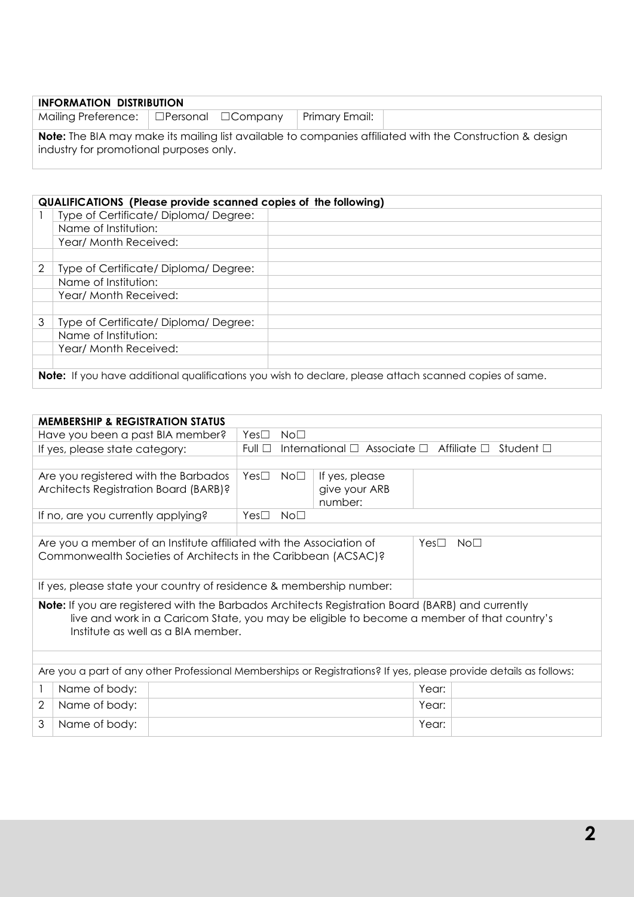| **INFORMATION DISTRIBUTION** | | | |
|---|---|---|---|
| Mailing Preference: | ☐Personal ☐Company | Primary Email: | |
| **Note:** The BIA may make its mailing list available to companies affiliated with the Construction & design industry for promotional purposes only. | | | |

| **QUALIFICATIONS (Please provide scanned copies of the following)** | | |
|---|---|---|
| 1 | Type of Certificate/ Diploma/ Degree: | |
| | Name of Institution: | |
| | Year/ Month Received: | |
| | | |
| 2 | Type of Certificate/ Diploma/ Degree: | |
| | Name of Institution: | |
| | Year/ Month Received: | |
| | | |
| 3 | Type of Certificate/ Diploma/ Degree: | |
| | Name of Institution: | |
| | Year/ Month Received: | |
| | | |
| **Note:** If you have additional qualifications you wish to declare, please attach scanned copies of same. | | |

| **MEMBERSHIP & REGISTRATION STATUS** | | | |
|---|---|---|---|
| Have you been a past BIA member? | Yes☐ No☐ | | |
| If yes, please state category: | Full ☐ International ☐ Associate ☐ Affiliate ☐ Student ☐ | | |
| | | | |
| Are you registered with the Barbados Architects Registration Board (BARB)? | Yes☐ No☐ | If yes, please give your ARB number: | |
| If no, are you currently applying? | Yes☐ No☐ | | |
| | | | |
| Are you a member of an Institute affiliated with the Association of Commonwealth Societies of Architects in the Caribbean (ACSAC)? | | | Yes☐ No☐ |
| If yes, please state your country of residence & membership number: | | | |
| **Note:** If you are registered with the Barbados Architects Registration Board (BARB) and currently live and work in a Caricom State, you may be eligible to become a member of that country's Institute as well as a BIA member. | | | |

Are you a part of any other Professional Memberships or Registrations? If yes, please provide details as follows:

| | Name of body: | | Year: | |
|---|---|---|---|---|
| 1 | Name of body: | | Year: | |
| 2 | Name of body: | | Year: | |
| 3 | Name of body: | | Year: | |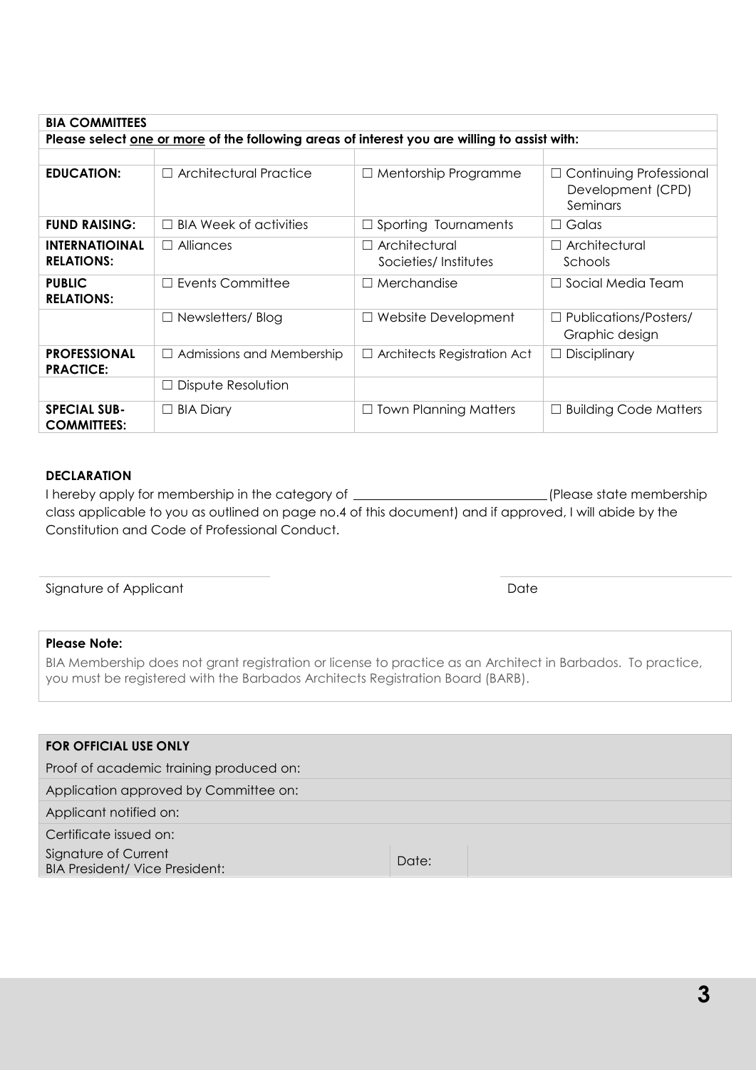| BIA COMMITTEES | | | |
|---|---|---|---|
| **Please select <u>one or more</u> of the following areas of interest you are willing to assist with:** | | | |
| | | | |
| **EDUCATION:** | ☐ Architectural Practice | ☐ Mentorship Programme | ☐ Continuing Professional Development (CPD) Seminars |
| **FUND RAISING:** | ☐ BIA Week of activities | ☐ Sporting Tournaments | ☐ Galas |
| **INTERNATIOINAL RELATIONS:** | ☐ Alliances | ☐ Architectural Societies/ Institutes | ☐ Architectural Schools |
| **PUBLIC RELATIONS:** | ☐ Events Committee | ☐ Merchandise | ☐ Social Media Team |
| | ☐ Newsletters/ Blog | ☐ Website Development | ☐ Publications/Posters/ Graphic design |
| **PROFESSIONAL PRACTICE:** | ☐ Admissions and Membership | ☐ Architects Registration Act | ☐ Disciplinary |
| | ☐ Dispute Resolution | | |
| **SPECIAL SUB-COMMITTEES:** | ☐ BIA Diary | ☐ Town Planning Matters | ☐ Building Code Matters |

**DECLARATION**

I hereby apply for membership in the category of ____________________________ (Please state membership class applicable to you as outlined on page no.4 of this document) and if approved, I will abide by the Constitution and Code of Professional Conduct.

Signature of Applicant ____________________________ Date ____________________________

**Please Note:**

BIA Membership does not grant registration or license to practice as an Architect in Barbados. To practice, you must be registered with the Barbados Architects Registration Board (BARB).

| FOR OFFICIAL USE ONLY | | |
|---|---|---|
| Proof of academic training produced on: | | |
| Application approved by Committee on: | | |
| Applicant notified on: | | |
| Certificate issued on: | | |
| Signature of Current BIA President/ Vice President: | Date: | |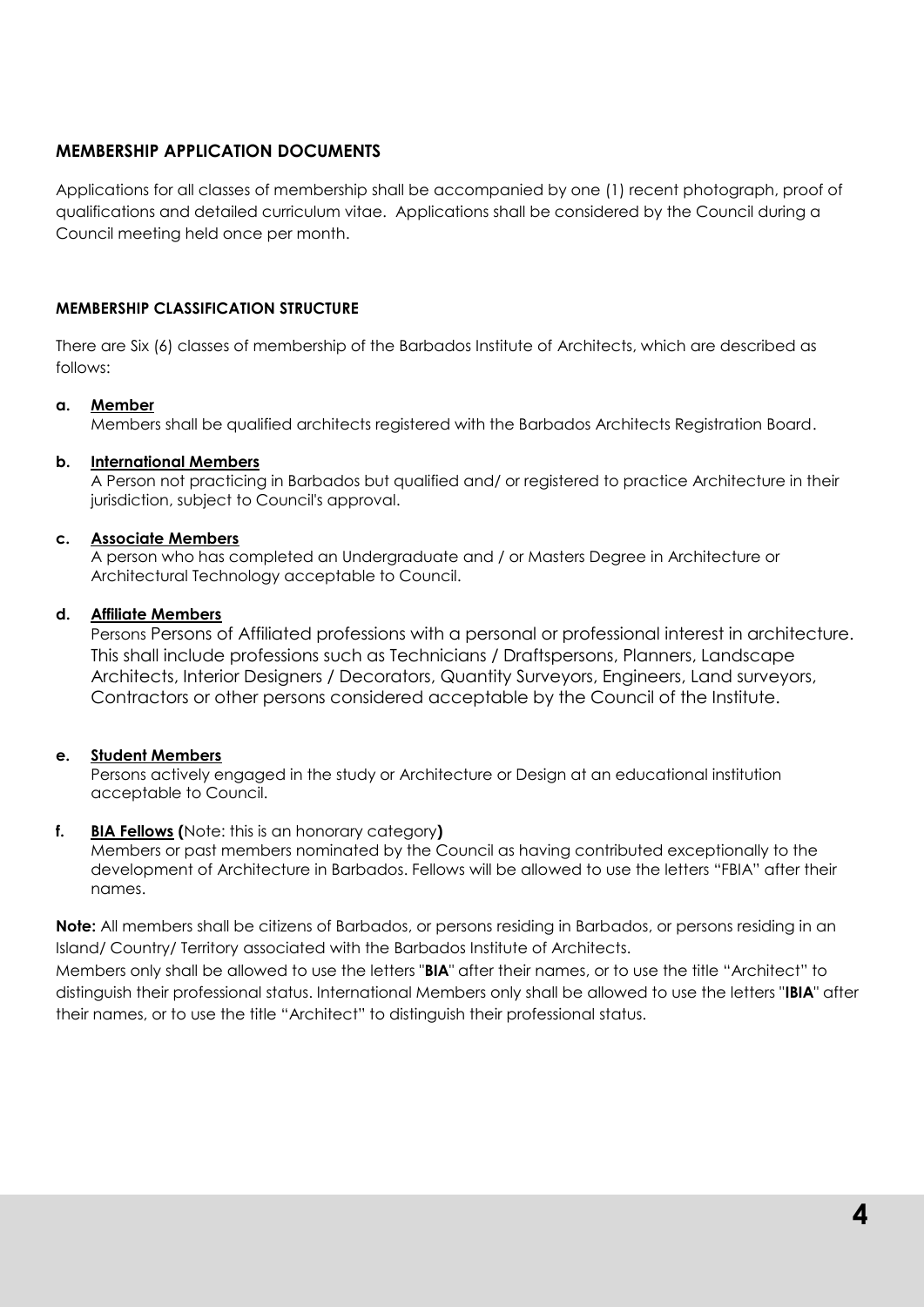## MEMBERSHIP APPLICATION DOCUMENTS

Applications for all classes of membership shall be accompanied by one (1) recent photograph, proof of qualifications and detailed curriculum vitae. Applications shall be considered by the Council during a Council meeting held once per month.

### MEMBERSHIP CLASSIFICATION STRUCTURE

There are Six (6) classes of membership of the Barbados Institute of Architects, which are described as follows:

**a. Member**
Members shall be qualified architects registered with the Barbados Architects Registration Board.

**b. International Members**
A Person not practicing in Barbados but qualified and/ or registered to practice Architecture in their jurisdiction, subject to Council's approval.

**c. Associate Members**
A person who has completed an Undergraduate and / or Masters Degree in Architecture or Architectural Technology acceptable to Council.

**d. Affiliate Members**
Persons Persons of Affiliated professions with a personal or professional interest in architecture. This shall include professions such as Technicians / Draftspersons, Planners, Landscape Architects, Interior Designers / Decorators, Quantity Surveyors, Engineers, Land surveyors, Contractors or other persons considered acceptable by the Council of the Institute.

**e. Student Members**
Persons actively engaged in the study or Architecture or Design at an educational institution acceptable to Council.

**f. BIA Fellows (**Note: this is an honorary category**)**
Members or past members nominated by the Council as having contributed exceptionally to the development of Architecture in Barbados. Fellows will be allowed to use the letters "FBIA" after their names.

**Note:** All members shall be citizens of Barbados, or persons residing in Barbados, or persons residing in an Island/ Country/ Territory associated with the Barbados Institute of Architects.
Members only shall be allowed to use the letters "**BIA**" after their names, or to use the title "Architect" to distinguish their professional status. International Members only shall be allowed to use the letters "**IBIA**" after their names, or to use the title "Architect" to distinguish their professional status.